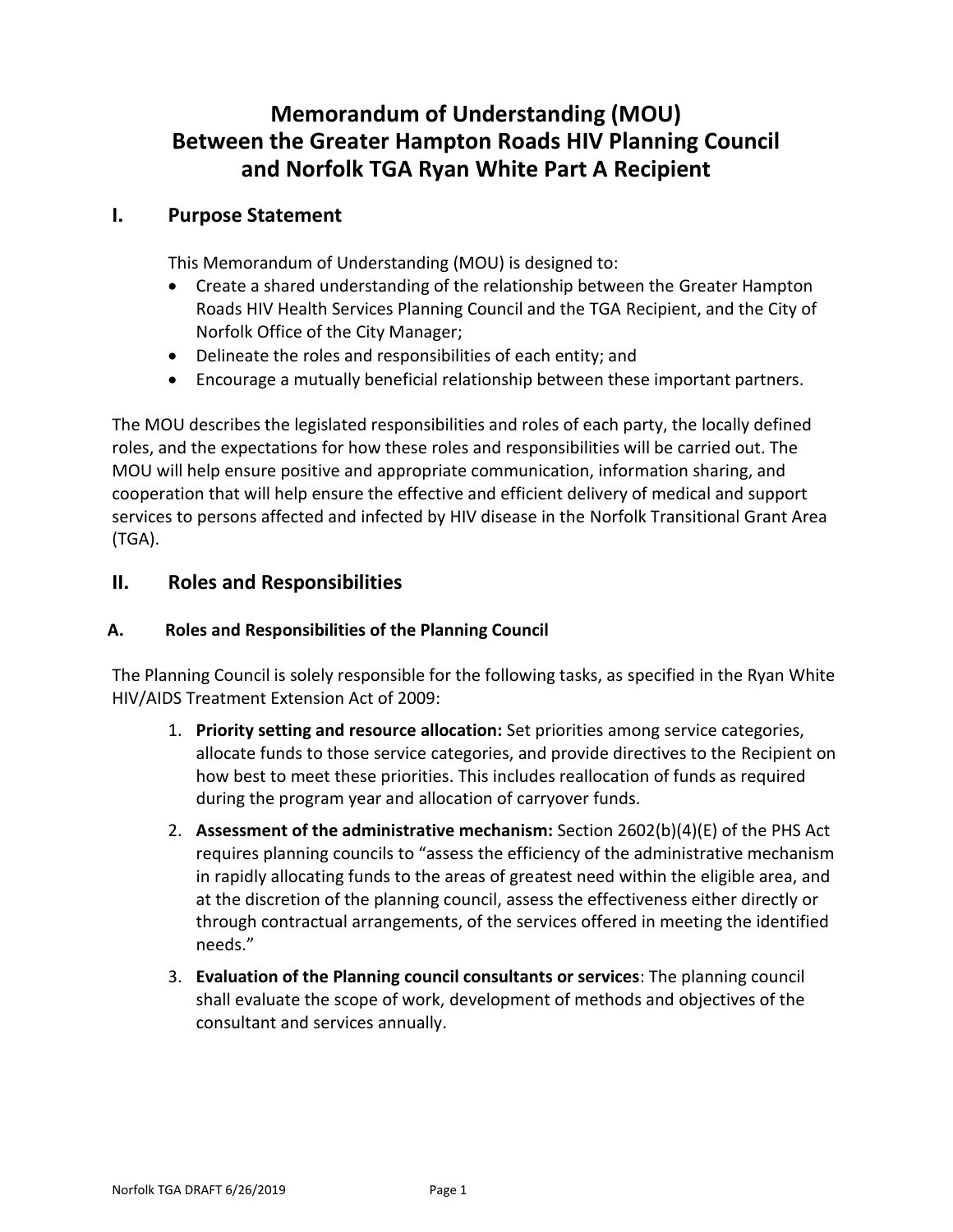# Memorandum of Understanding (MOU) Between the Greater Hampton Roads HIV Planning Council and Norfolk TGA Ryan White Part A Recipient

## I. Purpose Statement

This Memorandum of Understanding (MOU) is designed to:

- Create a shared understanding of the relationship between the Greater Hampton Roads HIV Health Services Planning Council and the TGA Recipient, and the City of Norfolk Office of the City Manager;
- Delineate the roles and responsibilities of each entity; and
- Encourage a mutually beneficial relationship between these important partners.

The MOU describes the legislated responsibilities and roles of each party, the locally defined roles, and the expectations for how these roles and responsibilities will be carried out. The MOU will help ensure positive and appropriate communication, information sharing, and cooperation that will help ensure the effective and efficient delivery of medical and support services to persons affected and infected by HIV disease in the Norfolk Transitional Grant Area (TGA).

## II. Roles and Responsibilities

### A. Roles and Responsibilities of the Planning Council

The Planning Council is solely responsible for the following tasks, as specified in the Ryan White HIV/AIDS Treatment Extension Act of 2009:

1. **Priority setting and resource allocation:** Set priorities among service categories, allocate funds to those service categories, and provide directives to the Recipient on how best to meet these priorities. This includes reallocation of funds as required during the program year and allocation of carryover funds.
2. **Assessment of the administrative mechanism:** Section 2602(b)(4)(E) of the PHS Act requires planning councils to "assess the efficiency of the administrative mechanism in rapidly allocating funds to the areas of greatest need within the eligible area, and at the discretion of the planning council, assess the effectiveness either directly or through contractual arrangements, of the services offered in meeting the identified needs."
3. **Evaluation of the Planning council consultants or services**: The planning council shall evaluate the scope of work, development of methods and objectives of the consultant and services annually.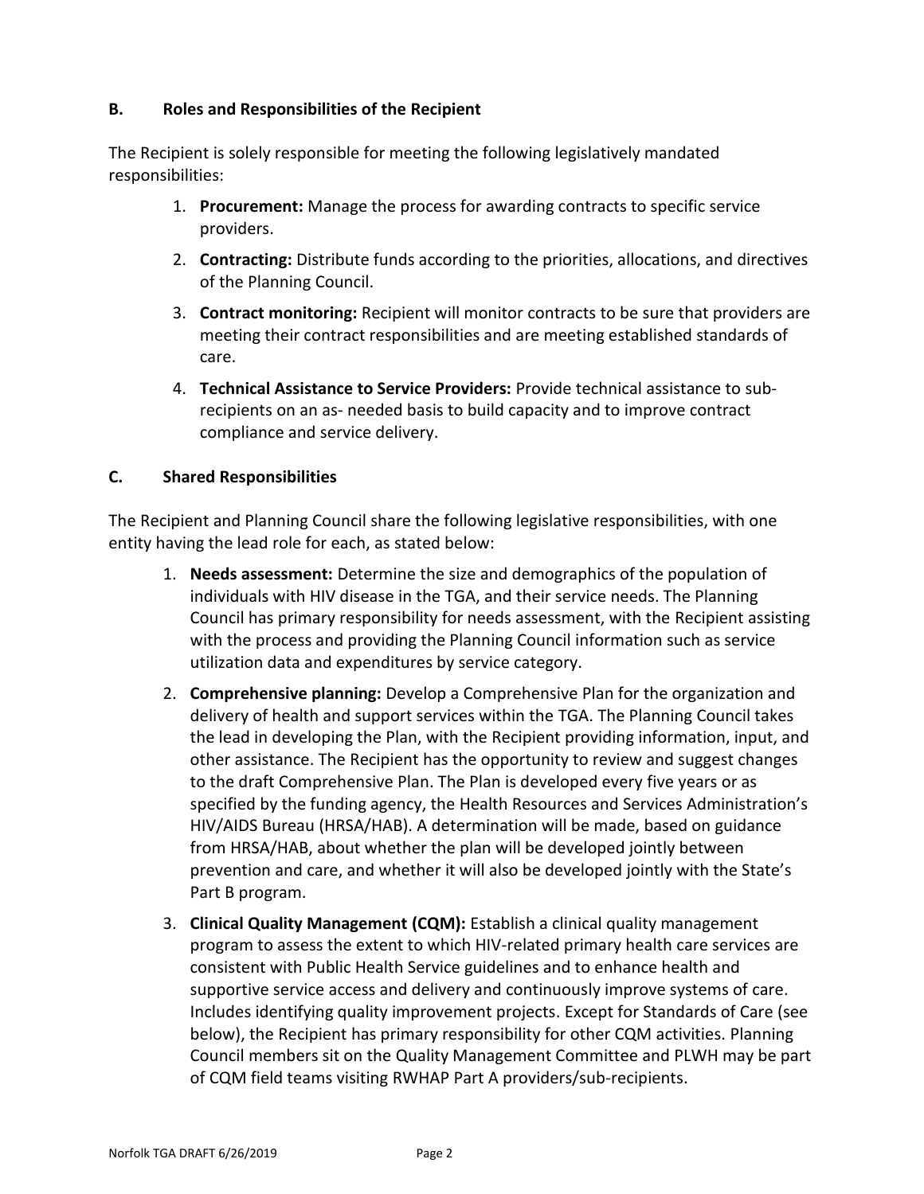### B. Roles and Responsibilities of the Recipient

The Recipient is solely responsible for meeting the following legislatively mandated responsibilities:

1. **Procurement:** Manage the process for awarding contracts to specific service providers.
2. **Contracting:** Distribute funds according to the priorities, allocations, and directives of the Planning Council.
3. **Contract monitoring:** Recipient will monitor contracts to be sure that providers are meeting their contract responsibilities and are meeting established standards of care.
4. **Technical Assistance to Service Providers:** Provide technical assistance to sub-recipients on an as- needed basis to build capacity and to improve contract compliance and service delivery.

### C. Shared Responsibilities

The Recipient and Planning Council share the following legislative responsibilities, with one entity having the lead role for each, as stated below:

1. **Needs assessment:** Determine the size and demographics of the population of individuals with HIV disease in the TGA, and their service needs. The Planning Council has primary responsibility for needs assessment, with the Recipient assisting with the process and providing the Planning Council information such as service utilization data and expenditures by service category.
2. **Comprehensive planning:** Develop a Comprehensive Plan for the organization and delivery of health and support services within the TGA. The Planning Council takes the lead in developing the Plan, with the Recipient providing information, input, and other assistance. The Recipient has the opportunity to review and suggest changes to the draft Comprehensive Plan. The Plan is developed every five years or as specified by the funding agency, the Health Resources and Services Administration's HIV/AIDS Bureau (HRSA/HAB). A determination will be made, based on guidance from HRSA/HAB, about whether the plan will be developed jointly between prevention and care, and whether it will also be developed jointly with the State's Part B program.
3. **Clinical Quality Management (CQM):** Establish a clinical quality management program to assess the extent to which HIV-related primary health care services are consistent with Public Health Service guidelines and to enhance health and supportive service access and delivery and continuously improve systems of care. Includes identifying quality improvement projects. Except for Standards of Care (see below), the Recipient has primary responsibility for other CQM activities. Planning Council members sit on the Quality Management Committee and PLWH may be part of CQM field teams visiting RWHAP Part A providers/sub-recipients.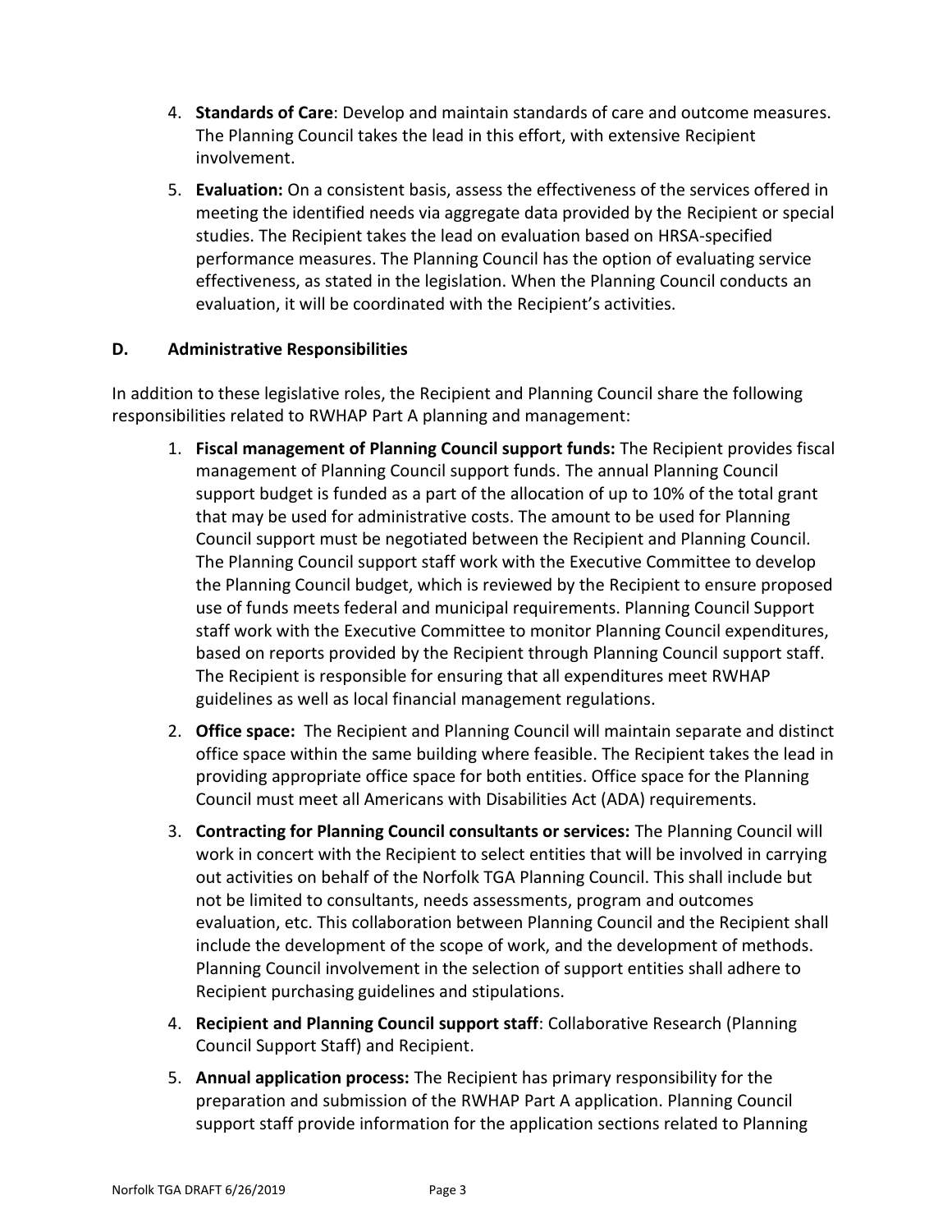4. **Standards of Care**: Develop and maintain standards of care and outcome measures. The Planning Council takes the lead in this effort, with extensive Recipient involvement.
5. **Evaluation:** On a consistent basis, assess the effectiveness of the services offered in meeting the identified needs via aggregate data provided by the Recipient or special studies. The Recipient takes the lead on evaluation based on HRSA-specified performance measures. The Planning Council has the option of evaluating service effectiveness, as stated in the legislation. When the Planning Council conducts an evaluation, it will be coordinated with the Recipient's activities.

### D. Administrative Responsibilities

In addition to these legislative roles, the Recipient and Planning Council share the following responsibilities related to RWHAP Part A planning and management:

1. **Fiscal management of Planning Council support funds:** The Recipient provides fiscal management of Planning Council support funds. The annual Planning Council support budget is funded as a part of the allocation of up to 10% of the total grant that may be used for administrative costs. The amount to be used for Planning Council support must be negotiated between the Recipient and Planning Council. The Planning Council support staff work with the Executive Committee to develop the Planning Council budget, which is reviewed by the Recipient to ensure proposed use of funds meets federal and municipal requirements. Planning Council Support staff work with the Executive Committee to monitor Planning Council expenditures, based on reports provided by the Recipient through Planning Council support staff. The Recipient is responsible for ensuring that all expenditures meet RWHAP guidelines as well as local financial management regulations.
2. **Office space:** The Recipient and Planning Council will maintain separate and distinct office space within the same building where feasible. The Recipient takes the lead in providing appropriate office space for both entities. Office space for the Planning Council must meet all Americans with Disabilities Act (ADA) requirements.
3. **Contracting for Planning Council consultants or services:** The Planning Council will work in concert with the Recipient to select entities that will be involved in carrying out activities on behalf of the Norfolk TGA Planning Council. This shall include but not be limited to consultants, needs assessments, program and outcomes evaluation, etc. This collaboration between Planning Council and the Recipient shall include the development of the scope of work, and the development of methods. Planning Council involvement in the selection of support entities shall adhere to Recipient purchasing guidelines and stipulations.
4. **Recipient and Planning Council support staff**: Collaborative Research (Planning Council Support Staff) and Recipient.
5. **Annual application process:** The Recipient has primary responsibility for the preparation and submission of the RWHAP Part A application. Planning Council support staff provide information for the application sections related to Planning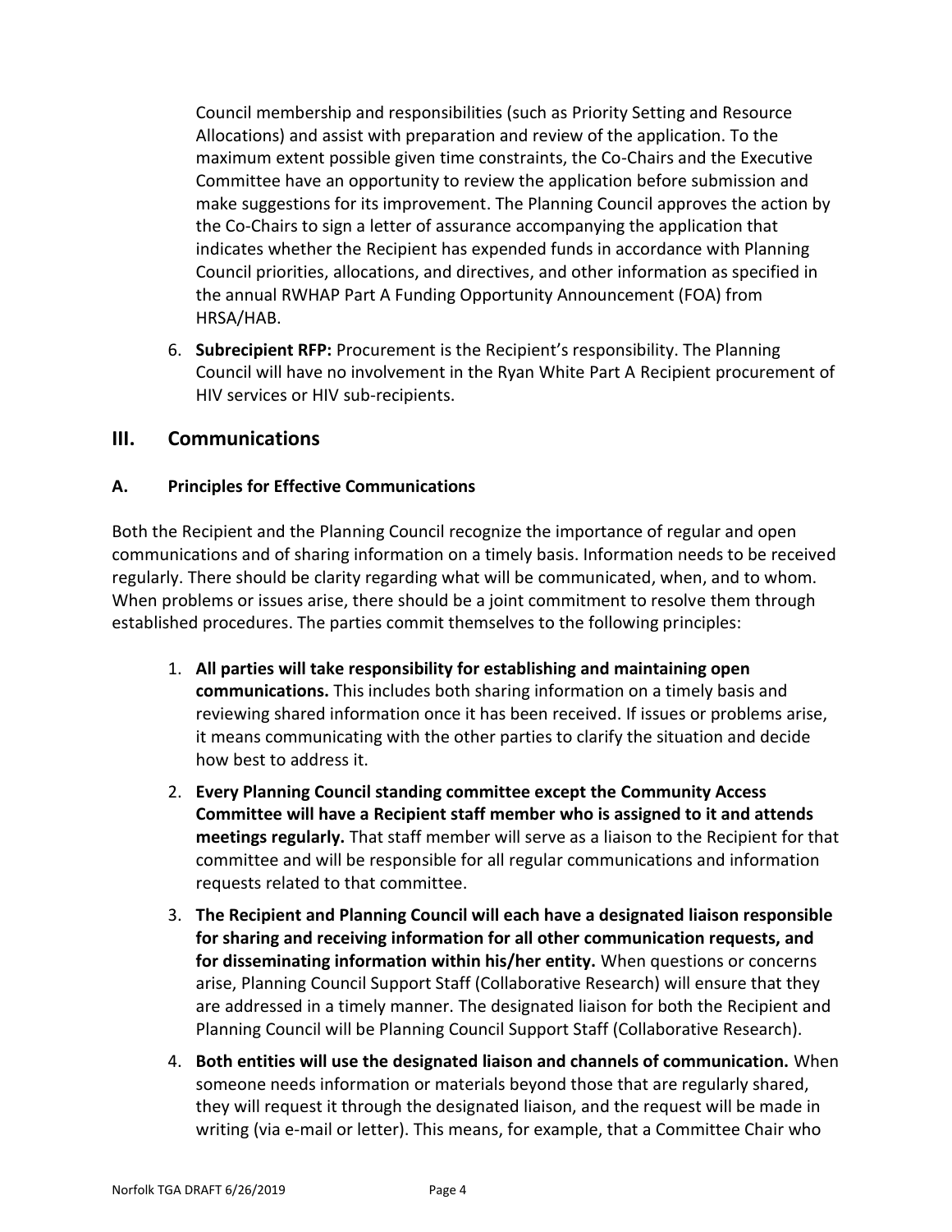Council membership and responsibilities (such as Priority Setting and Resource Allocations) and assist with preparation and review of the application. To the maximum extent possible given time constraints, the Co-Chairs and the Executive Committee have an opportunity to review the application before submission and make suggestions for its improvement. The Planning Council approves the action by the Co-Chairs to sign a letter of assurance accompanying the application that indicates whether the Recipient has expended funds in accordance with Planning Council priorities, allocations, and directives, and other information as specified in the annual RWHAP Part A Funding Opportunity Announcement (FOA) from HRSA/HAB.

6. **Subrecipient RFP:** Procurement is the Recipient's responsibility. The Planning Council will have no involvement in the Ryan White Part A Recipient procurement of HIV services or HIV sub-recipients.

## III. Communications

### A. Principles for Effective Communications

Both the Recipient and the Planning Council recognize the importance of regular and open communications and of sharing information on a timely basis. Information needs to be received regularly. There should be clarity regarding what will be communicated, when, and to whom. When problems or issues arise, there should be a joint commitment to resolve them through established procedures. The parties commit themselves to the following principles:

1. **All parties will take responsibility for establishing and maintaining open communications.** This includes both sharing information on a timely basis and reviewing shared information once it has been received. If issues or problems arise, it means communicating with the other parties to clarify the situation and decide how best to address it.
2. **Every Planning Council standing committee except the Community Access Committee will have a Recipient staff member who is assigned to it and attends meetings regularly.** That staff member will serve as a liaison to the Recipient for that committee and will be responsible for all regular communications and information requests related to that committee.
3. **The Recipient and Planning Council will each have a designated liaison responsible for sharing and receiving information for all other communication requests, and for disseminating information within his/her entity.** When questions or concerns arise, Planning Council Support Staff (Collaborative Research) will ensure that they are addressed in a timely manner. The designated liaison for both the Recipient and Planning Council will be Planning Council Support Staff (Collaborative Research).
4. **Both entities will use the designated liaison and channels of communication.** When someone needs information or materials beyond those that are regularly shared, they will request it through the designated liaison, and the request will be made in writing (via e-mail or letter). This means, for example, that a Committee Chair who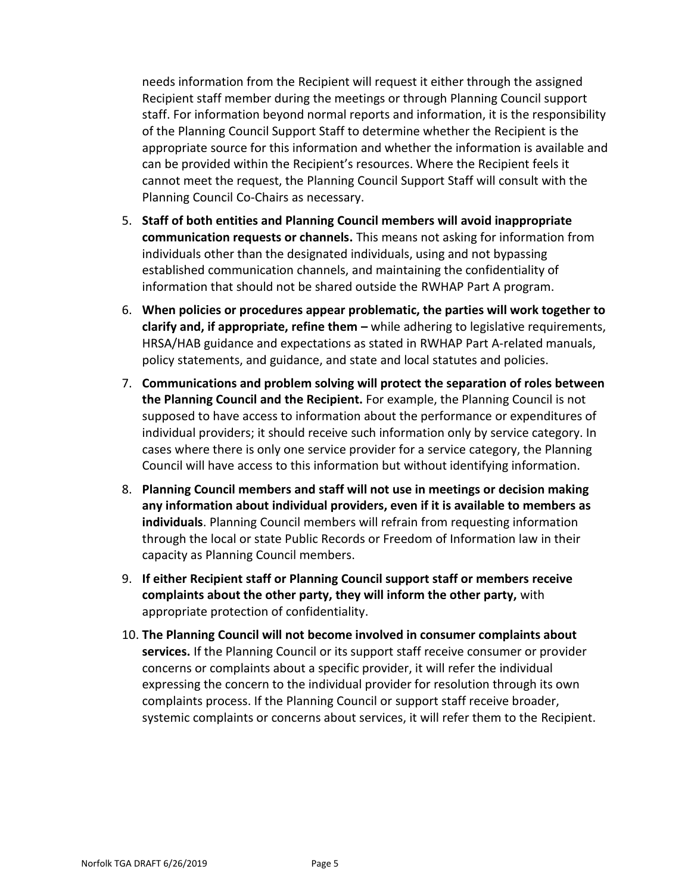needs information from the Recipient will request it either through the assigned Recipient staff member during the meetings or through Planning Council support staff. For information beyond normal reports and information, it is the responsibility of the Planning Council Support Staff to determine whether the Recipient is the appropriate source for this information and whether the information is available and can be provided within the Recipient's resources. Where the Recipient feels it cannot meet the request, the Planning Council Support Staff will consult with the Planning Council Co-Chairs as necessary.

5. **Staff of both entities and Planning Council members will avoid inappropriate communication requests or channels.** This means not asking for information from individuals other than the designated individuals, using and not bypassing established communication channels, and maintaining the confidentiality of information that should not be shared outside the RWHAP Part A program.
6. **When policies or procedures appear problematic, the parties will work together to clarify and, if appropriate, refine them –** while adhering to legislative requirements, HRSA/HAB guidance and expectations as stated in RWHAP Part A-related manuals, policy statements, and guidance, and state and local statutes and policies.
7. **Communications and problem solving will protect the separation of roles between the Planning Council and the Recipient.** For example, the Planning Council is not supposed to have access to information about the performance or expenditures of individual providers; it should receive such information only by service category. In cases where there is only one service provider for a service category, the Planning Council will have access to this information but without identifying information.
8. **Planning Council members and staff will not use in meetings or decision making any information about individual providers, even if it is available to members as individuals**. Planning Council members will refrain from requesting information through the local or state Public Records or Freedom of Information law in their capacity as Planning Council members.
9. **If either Recipient staff or Planning Council support staff or members receive complaints about the other party, they will inform the other party,** with appropriate protection of confidentiality.
10. **The Planning Council will not become involved in consumer complaints about services.** If the Planning Council or its support staff receive consumer or provider concerns or complaints about a specific provider, it will refer the individual expressing the concern to the individual provider for resolution through its own complaints process. If the Planning Council or support staff receive broader, systemic complaints or concerns about services, it will refer them to the Recipient.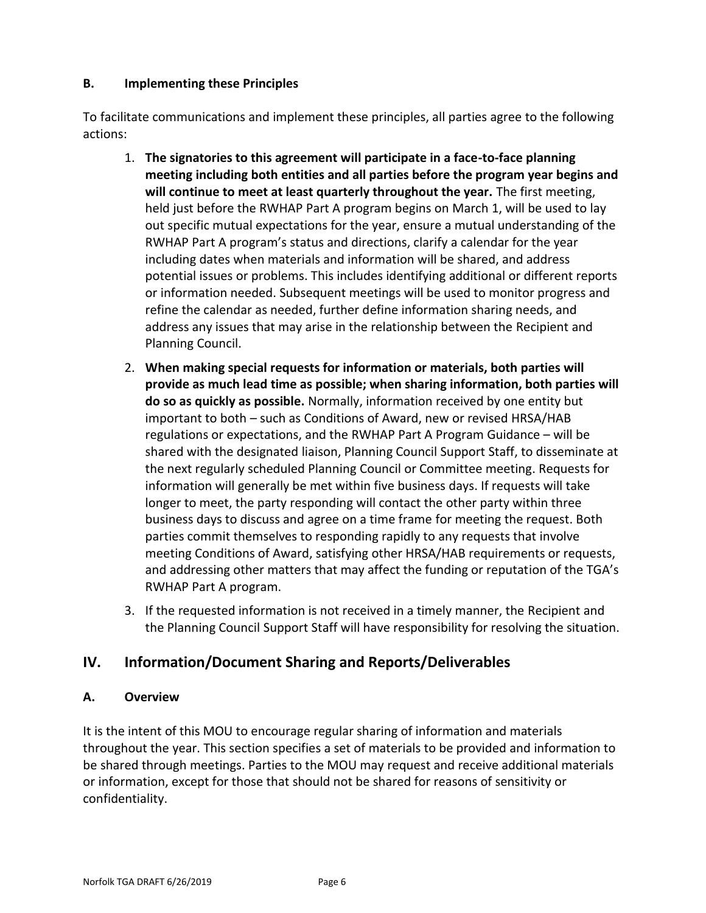### B. Implementing these Principles

To facilitate communications and implement these principles, all parties agree to the following actions:

1. **The signatories to this agreement will participate in a face-to-face planning meeting including both entities and all parties before the program year begins and will continue to meet at least quarterly throughout the year.** The first meeting, held just before the RWHAP Part A program begins on March 1, will be used to lay out specific mutual expectations for the year, ensure a mutual understanding of the RWHAP Part A program's status and directions, clarify a calendar for the year including dates when materials and information will be shared, and address potential issues or problems. This includes identifying additional or different reports or information needed. Subsequent meetings will be used to monitor progress and refine the calendar as needed, further define information sharing needs, and address any issues that may arise in the relationship between the Recipient and Planning Council.
2. **When making special requests for information or materials, both parties will provide as much lead time as possible; when sharing information, both parties will do so as quickly as possible.** Normally, information received by one entity but important to both – such as Conditions of Award, new or revised HRSA/HAB regulations or expectations, and the RWHAP Part A Program Guidance – will be shared with the designated liaison, Planning Council Support Staff, to disseminate at the next regularly scheduled Planning Council or Committee meeting. Requests for information will generally be met within five business days. If requests will take longer to meet, the party responding will contact the other party within three business days to discuss and agree on a time frame for meeting the request. Both parties commit themselves to responding rapidly to any requests that involve meeting Conditions of Award, satisfying other HRSA/HAB requirements or requests, and addressing other matters that may affect the funding or reputation of the TGA's RWHAP Part A program.
3. If the requested information is not received in a timely manner, the Recipient and the Planning Council Support Staff will have responsibility for resolving the situation.

## IV. Information/Document Sharing and Reports/Deliverables

### A. Overview

It is the intent of this MOU to encourage regular sharing of information and materials throughout the year. This section specifies a set of materials to be provided and information to be shared through meetings. Parties to the MOU may request and receive additional materials or information, except for those that should not be shared for reasons of sensitivity or confidentiality.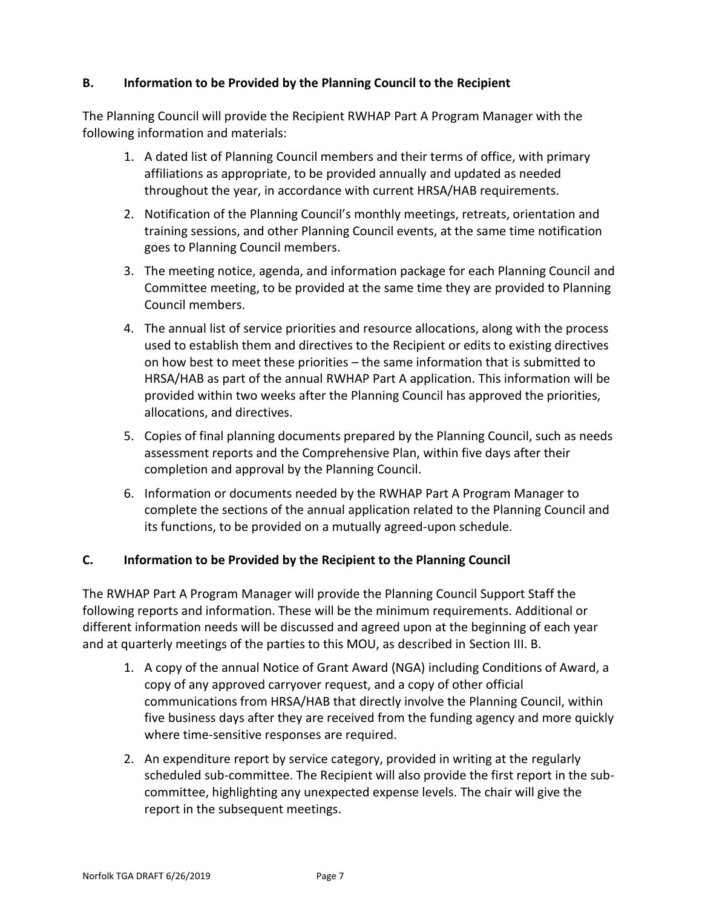### B. Information to be Provided by the Planning Council to the Recipient

The Planning Council will provide the Recipient RWHAP Part A Program Manager with the following information and materials:

1. A dated list of Planning Council members and their terms of office, with primary affiliations as appropriate, to be provided annually and updated as needed throughout the year, in accordance with current HRSA/HAB requirements.
2. Notification of the Planning Council's monthly meetings, retreats, orientation and training sessions, and other Planning Council events, at the same time notification goes to Planning Council members.
3. The meeting notice, agenda, and information package for each Planning Council and Committee meeting, to be provided at the same time they are provided to Planning Council members.
4. The annual list of service priorities and resource allocations, along with the process used to establish them and directives to the Recipient or edits to existing directives on how best to meet these priorities – the same information that is submitted to HRSA/HAB as part of the annual RWHAP Part A application. This information will be provided within two weeks after the Planning Council has approved the priorities, allocations, and directives.
5. Copies of final planning documents prepared by the Planning Council, such as needs assessment reports and the Comprehensive Plan, within five days after their completion and approval by the Planning Council.
6. Information or documents needed by the RWHAP Part A Program Manager to complete the sections of the annual application related to the Planning Council and its functions, to be provided on a mutually agreed-upon schedule.

### C. Information to be Provided by the Recipient to the Planning Council

The RWHAP Part A Program Manager will provide the Planning Council Support Staff the following reports and information. These will be the minimum requirements. Additional or different information needs will be discussed and agreed upon at the beginning of each year and at quarterly meetings of the parties to this MOU, as described in Section III. B.

1. A copy of the annual Notice of Grant Award (NGA) including Conditions of Award, a copy of any approved carryover request, and a copy of other official communications from HRSA/HAB that directly involve the Planning Council, within five business days after they are received from the funding agency and more quickly where time-sensitive responses are required.
2. An expenditure report by service category, provided in writing at the regularly scheduled sub-committee. The Recipient will also provide the first report in the sub-committee, highlighting any unexpected expense levels. The chair will give the report in the subsequent meetings.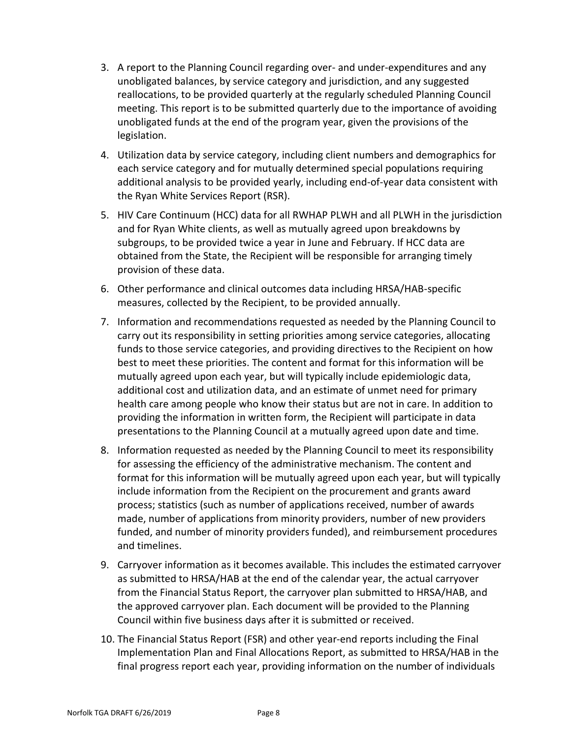3. A report to the Planning Council regarding over- and under-expenditures and any unobligated balances, by service category and jurisdiction, and any suggested reallocations, to be provided quarterly at the regularly scheduled Planning Council meeting. This report is to be submitted quarterly due to the importance of avoiding unobligated funds at the end of the program year, given the provisions of the legislation.
4. Utilization data by service category, including client numbers and demographics for each service category and for mutually determined special populations requiring additional analysis to be provided yearly, including end-of-year data consistent with the Ryan White Services Report (RSR).
5. HIV Care Continuum (HCC) data for all RWHAP PLWH and all PLWH in the jurisdiction and for Ryan White clients, as well as mutually agreed upon breakdowns by subgroups, to be provided twice a year in June and February. If HCC data are obtained from the State, the Recipient will be responsible for arranging timely provision of these data.
6. Other performance and clinical outcomes data including HRSA/HAB-specific measures, collected by the Recipient, to be provided annually.
7. Information and recommendations requested as needed by the Planning Council to carry out its responsibility in setting priorities among service categories, allocating funds to those service categories, and providing directives to the Recipient on how best to meet these priorities. The content and format for this information will be mutually agreed upon each year, but will typically include epidemiologic data, additional cost and utilization data, and an estimate of unmet need for primary health care among people who know their status but are not in care. In addition to providing the information in written form, the Recipient will participate in data presentations to the Planning Council at a mutually agreed upon date and time.
8. Information requested as needed by the Planning Council to meet its responsibility for assessing the efficiency of the administrative mechanism. The content and format for this information will be mutually agreed upon each year, but will typically include information from the Recipient on the procurement and grants award process; statistics (such as number of applications received, number of awards made, number of applications from minority providers, number of new providers funded, and number of minority providers funded), and reimbursement procedures and timelines.
9. Carryover information as it becomes available. This includes the estimated carryover as submitted to HRSA/HAB at the end of the calendar year, the actual carryover from the Financial Status Report, the carryover plan submitted to HRSA/HAB, and the approved carryover plan. Each document will be provided to the Planning Council within five business days after it is submitted or received.
10. The Financial Status Report (FSR) and other year-end reports including the Final Implementation Plan and Final Allocations Report, as submitted to HRSA/HAB in the final progress report each year, providing information on the number of individuals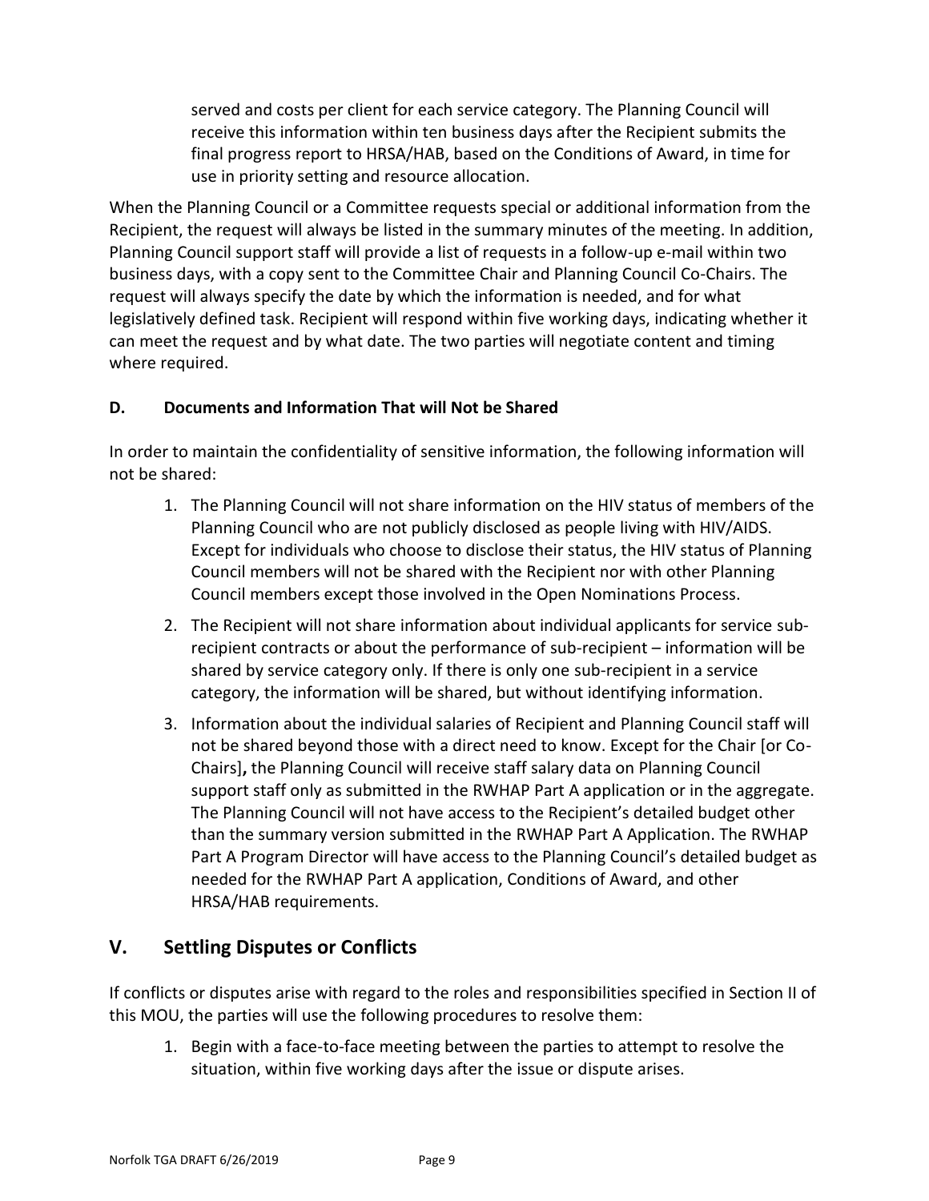served and costs per client for each service category. The Planning Council will receive this information within ten business days after the Recipient submits the final progress report to HRSA/HAB, based on the Conditions of Award, in time for use in priority setting and resource allocation.

When the Planning Council or a Committee requests special or additional information from the Recipient, the request will always be listed in the summary minutes of the meeting. In addition, Planning Council support staff will provide a list of requests in a follow-up e-mail within two business days, with a copy sent to the Committee Chair and Planning Council Co-Chairs. The request will always specify the date by which the information is needed, and for what legislatively defined task. Recipient will respond within five working days, indicating whether it can meet the request and by what date. The two parties will negotiate content and timing where required.

### D. Documents and Information That will Not be Shared

In order to maintain the confidentiality of sensitive information, the following information will not be shared:

1. The Planning Council will not share information on the HIV status of members of the Planning Council who are not publicly disclosed as people living with HIV/AIDS. Except for individuals who choose to disclose their status, the HIV status of Planning Council members will not be shared with the Recipient nor with other Planning Council members except those involved in the Open Nominations Process.
2. The Recipient will not share information about individual applicants for service sub-recipient contracts or about the performance of sub-recipient – information will be shared by service category only. If there is only one sub-recipient in a service category, the information will be shared, but without identifying information.
3. Information about the individual salaries of Recipient and Planning Council staff will not be shared beyond those with a direct need to know. Except for the Chair [or Co-Chairs]**,** the Planning Council will receive staff salary data on Planning Council support staff only as submitted in the RWHAP Part A application or in the aggregate. The Planning Council will not have access to the Recipient's detailed budget other than the summary version submitted in the RWHAP Part A Application. The RWHAP Part A Program Director will have access to the Planning Council's detailed budget as needed for the RWHAP Part A application, Conditions of Award, and other HRSA/HAB requirements.

## V. Settling Disputes or Conflicts

If conflicts or disputes arise with regard to the roles and responsibilities specified in Section II of this MOU, the parties will use the following procedures to resolve them:

1. Begin with a face-to-face meeting between the parties to attempt to resolve the situation, within five working days after the issue or dispute arises.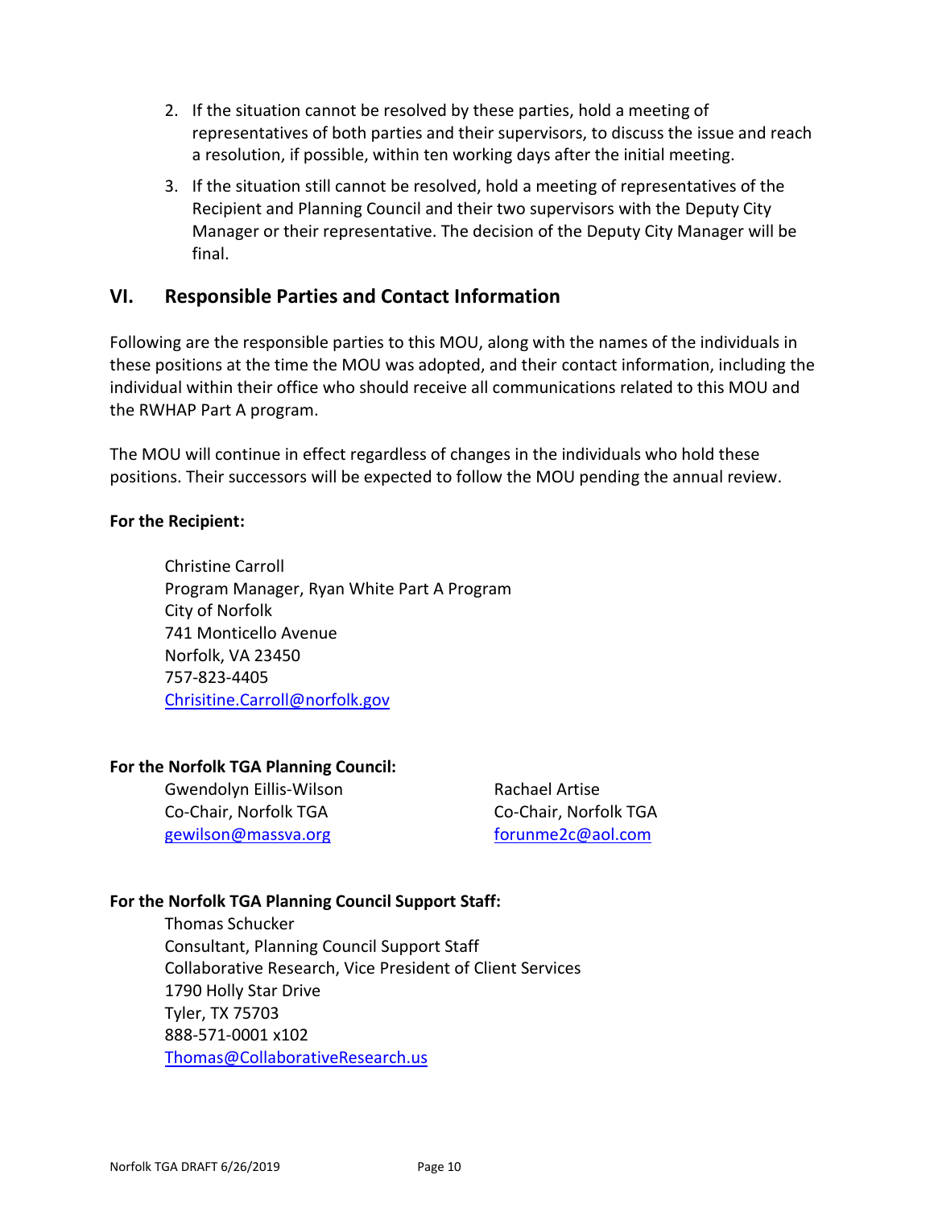2. If the situation cannot be resolved by these parties, hold a meeting of representatives of both parties and their supervisors, to discuss the issue and reach a resolution, if possible, within ten working days after the initial meeting.
3. If the situation still cannot be resolved, hold a meeting of representatives of the Recipient and Planning Council and their two supervisors with the Deputy City Manager or their representative. The decision of the Deputy City Manager will be final.

## VI. Responsible Parties and Contact Information

Following are the responsible parties to this MOU, along with the names of the individuals in these positions at the time the MOU was adopted, and their contact information, including the individual within their office who should receive all communications related to this MOU and the RWHAP Part A program.

The MOU will continue in effect regardless of changes in the individuals who hold these positions. Their successors will be expected to follow the MOU pending the annual review.

**For the Recipient:**

Christine Carroll
Program Manager, Ryan White Part A Program
City of Norfolk
741 Monticello Avenue
Norfolk, VA 23450
757-823-4405
Chrisitine.Carroll@norfolk.gov

**For the Norfolk TGA Planning Council:**

Gwendolyn Eillis-Wilson
Co-Chair, Norfolk TGA
gewilson@massva.org

Rachael Artise
Co-Chair, Norfolk TGA
forunme2c@aol.com

**For the Norfolk TGA Planning Council Support Staff:**

Thomas Schucker
Consultant, Planning Council Support Staff
Collaborative Research, Vice President of Client Services
1790 Holly Star Drive
Tyler, TX 75703
888-571-0001 x102
Thomas@CollaborativeResearch.us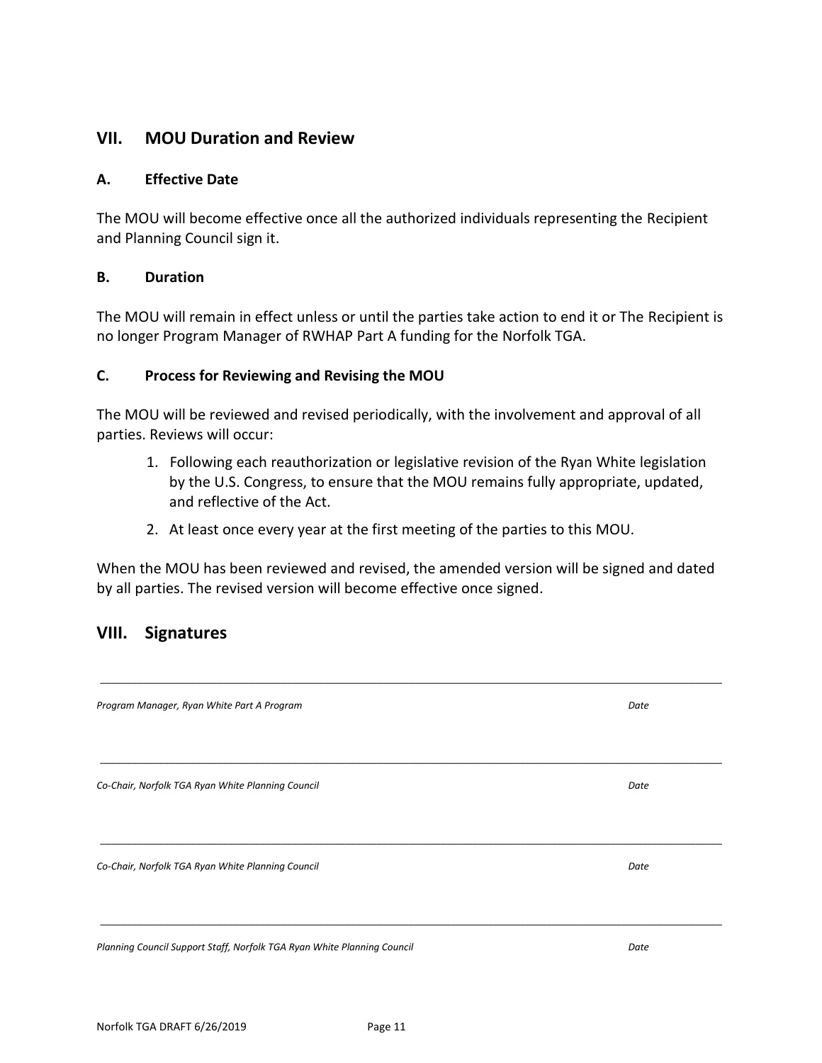## VII. MOU Duration and Review

### A. Effective Date

The MOU will become effective once all the authorized individuals representing the Recipient and Planning Council sign it.

### B. Duration

The MOU will remain in effect unless or until the parties take action to end it or The Recipient is no longer Program Manager of RWHAP Part A funding for the Norfolk TGA.

### C. Process for Reviewing and Revising the MOU

The MOU will be reviewed and revised periodically, with the involvement and approval of all parties. Reviews will occur:

1. Following each reauthorization or legislative revision of the Ryan White legislation by the U.S. Congress, to ensure that the MOU remains fully appropriate, updated, and reflective of the Act.
2. At least once every year at the first meeting of the parties to this MOU.

When the MOU has been reviewed and revised, the amended version will be signed and dated by all parties. The revised version will become effective once signed.

## VIII. Signatures

\_\_\_\_\_\_\_\_\_\_\_\_\_\_\_\_\_\_\_\_\_\_\_\_\_\_\_\_\_\_\_\_\_\_\_\_\_\_\_\_\_\_\_\_\_\_\_\_\_\_\_\_\_\_\_\_\_\_\_\_

*Program Manager, Ryan White Part A Program* *Date*

\_\_\_\_\_\_\_\_\_\_\_\_\_\_\_\_\_\_\_\_\_\_\_\_\_\_\_\_\_\_\_\_\_\_\_\_\_\_\_\_\_\_\_\_\_\_\_\_\_\_\_\_\_\_\_\_\_\_\_\_

*Co-Chair, Norfolk TGA Ryan White Planning Council* *Date*

\_\_\_\_\_\_\_\_\_\_\_\_\_\_\_\_\_\_\_\_\_\_\_\_\_\_\_\_\_\_\_\_\_\_\_\_\_\_\_\_\_\_\_\_\_\_\_\_\_\_\_\_\_\_\_\_\_\_\_\_

*Co-Chair, Norfolk TGA Ryan White Planning Council* *Date*

\_\_\_\_\_\_\_\_\_\_\_\_\_\_\_\_\_\_\_\_\_\_\_\_\_\_\_\_\_\_\_\_\_\_\_\_\_\_\_\_\_\_\_\_\_\_\_\_\_\_\_\_\_\_\_\_\_\_\_\_

*Planning Council Support Staff, Norfolk TGA Ryan White Planning Council* *Date*